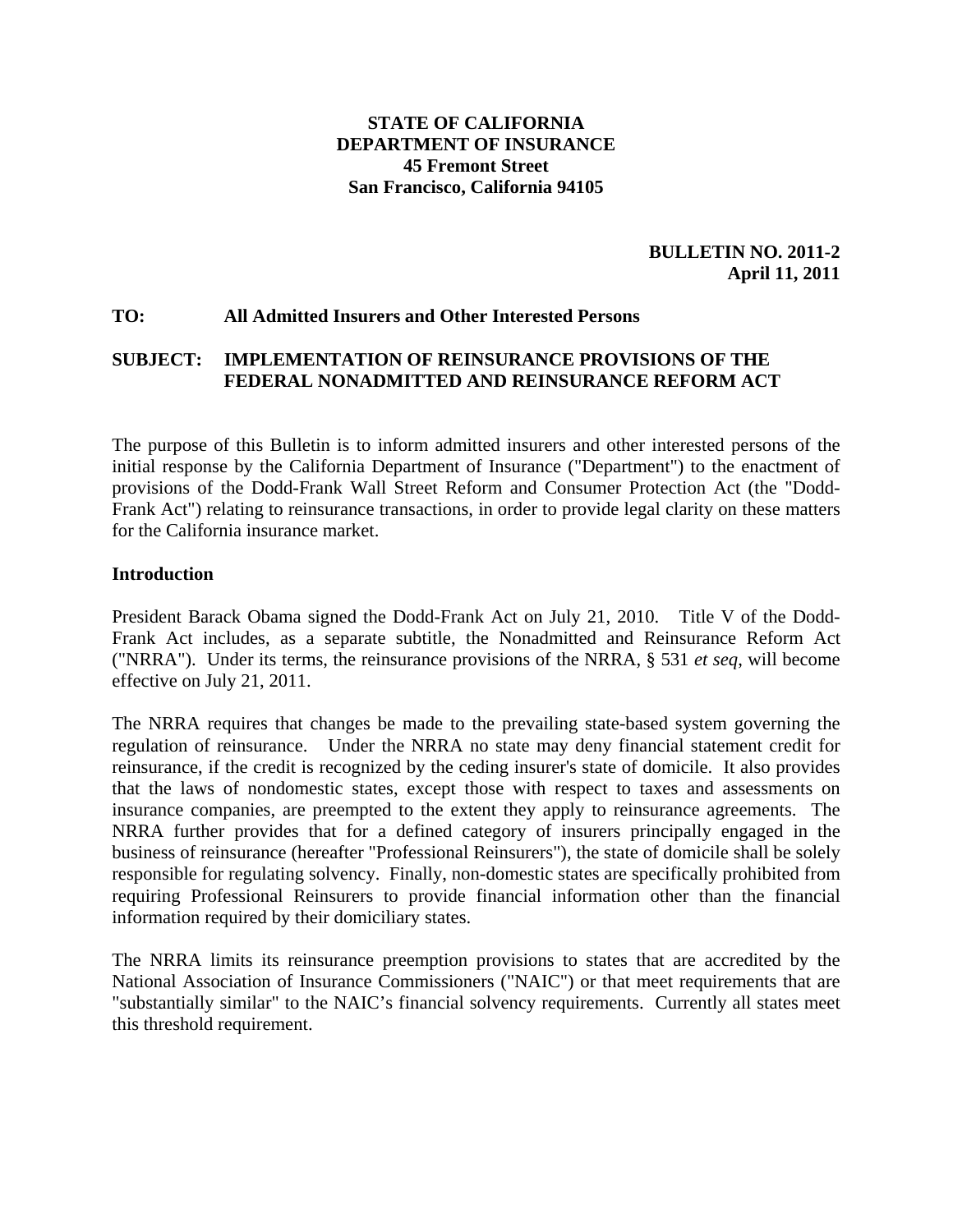**STATE OF CALIFORNIA**
**DEPARTMENT OF INSURANCE**
**45 Fremont Street**
**San Francisco, California 94105**

**BULLETIN NO. 2011-2**
**April 11, 2011**

**TO:** **All Admitted Insurers and Other Interested Persons**

**SUBJECT:** **IMPLEMENTATION OF REINSURANCE PROVISIONS OF THE FEDERAL NONADMITTED AND REINSURANCE REFORM ACT**

The purpose of this Bulletin is to inform admitted insurers and other interested persons of the initial response by the California Department of Insurance ("Department") to the enactment of provisions of the Dodd-Frank Wall Street Reform and Consumer Protection Act (the "Dodd-Frank Act") relating to reinsurance transactions, in order to provide legal clarity on these matters for the California insurance market.

## Introduction

President Barack Obama signed the Dodd-Frank Act on July 21, 2010. Title V of the Dodd-Frank Act includes, as a separate subtitle, the Nonadmitted and Reinsurance Reform Act ("NRRA"). Under its terms, the reinsurance provisions of the NRRA, § 531 *et seq*, will become effective on July 21, 2011.

The NRRA requires that changes be made to the prevailing state-based system governing the regulation of reinsurance. Under the NRRA no state may deny financial statement credit for reinsurance, if the credit is recognized by the ceding insurer's state of domicile. It also provides that the laws of nondomestic states, except those with respect to taxes and assessments on insurance companies, are preempted to the extent they apply to reinsurance agreements. The NRRA further provides that for a defined category of insurers principally engaged in the business of reinsurance (hereafter "Professional Reinsurers"), the state of domicile shall be solely responsible for regulating solvency. Finally, non-domestic states are specifically prohibited from requiring Professional Reinsurers to provide financial information other than the financial information required by their domiciliary states.

The NRRA limits its reinsurance preemption provisions to states that are accredited by the National Association of Insurance Commissioners ("NAIC") or that meet requirements that are "substantially similar" to the NAIC's financial solvency requirements. Currently all states meet this threshold requirement.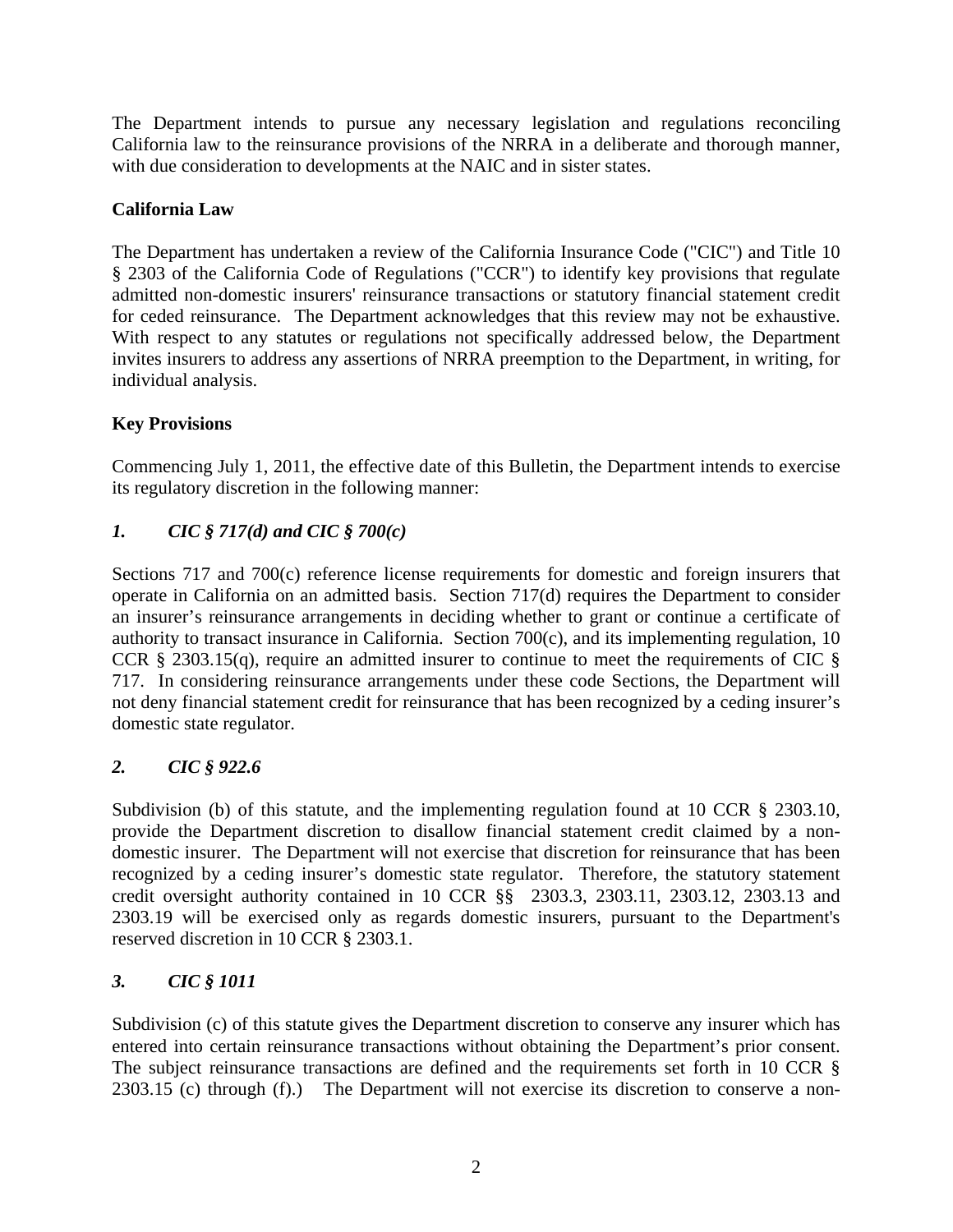The Department intends to pursue any necessary legislation and regulations reconciling California law to the reinsurance provisions of the NRRA in a deliberate and thorough manner, with due consideration to developments at the NAIC and in sister states.

**California Law**

The Department has undertaken a review of the California Insurance Code ("CIC") and Title 10 § 2303 of the California Code of Regulations ("CCR") to identify key provisions that regulate admitted non-domestic insurers' reinsurance transactions or statutory financial statement credit for ceded reinsurance. The Department acknowledges that this review may not be exhaustive. With respect to any statutes or regulations not specifically addressed below, the Department invites insurers to address any assertions of NRRA preemption to the Department, in writing, for individual analysis.

**Key Provisions**

Commencing July 1, 2011, the effective date of this Bulletin, the Department intends to exercise its regulatory discretion in the following manner:

***1. CIC § 717(d) and CIC § 700(c)***

Sections 717 and 700(c) reference license requirements for domestic and foreign insurers that operate in California on an admitted basis. Section 717(d) requires the Department to consider an insurer's reinsurance arrangements in deciding whether to grant or continue a certificate of authority to transact insurance in California. Section 700(c), and its implementing regulation, 10 CCR § 2303.15(q), require an admitted insurer to continue to meet the requirements of CIC § 717. In considering reinsurance arrangements under these code Sections, the Department will not deny financial statement credit for reinsurance that has been recognized by a ceding insurer's domestic state regulator.

***2. CIC § 922.6***

Subdivision (b) of this statute, and the implementing regulation found at 10 CCR § 2303.10, provide the Department discretion to disallow financial statement credit claimed by a non-domestic insurer. The Department will not exercise that discretion for reinsurance that has been recognized by a ceding insurer's domestic state regulator. Therefore, the statutory statement credit oversight authority contained in 10 CCR §§ 2303.3, 2303.11, 2303.12, 2303.13 and 2303.19 will be exercised only as regards domestic insurers, pursuant to the Department's reserved discretion in 10 CCR § 2303.1.

***3. CIC § 1011***

Subdivision (c) of this statute gives the Department discretion to conserve any insurer which has entered into certain reinsurance transactions without obtaining the Department's prior consent. The subject reinsurance transactions are defined and the requirements set forth in 10 CCR § 2303.15 (c) through (f).) The Department will not exercise its discretion to conserve a non-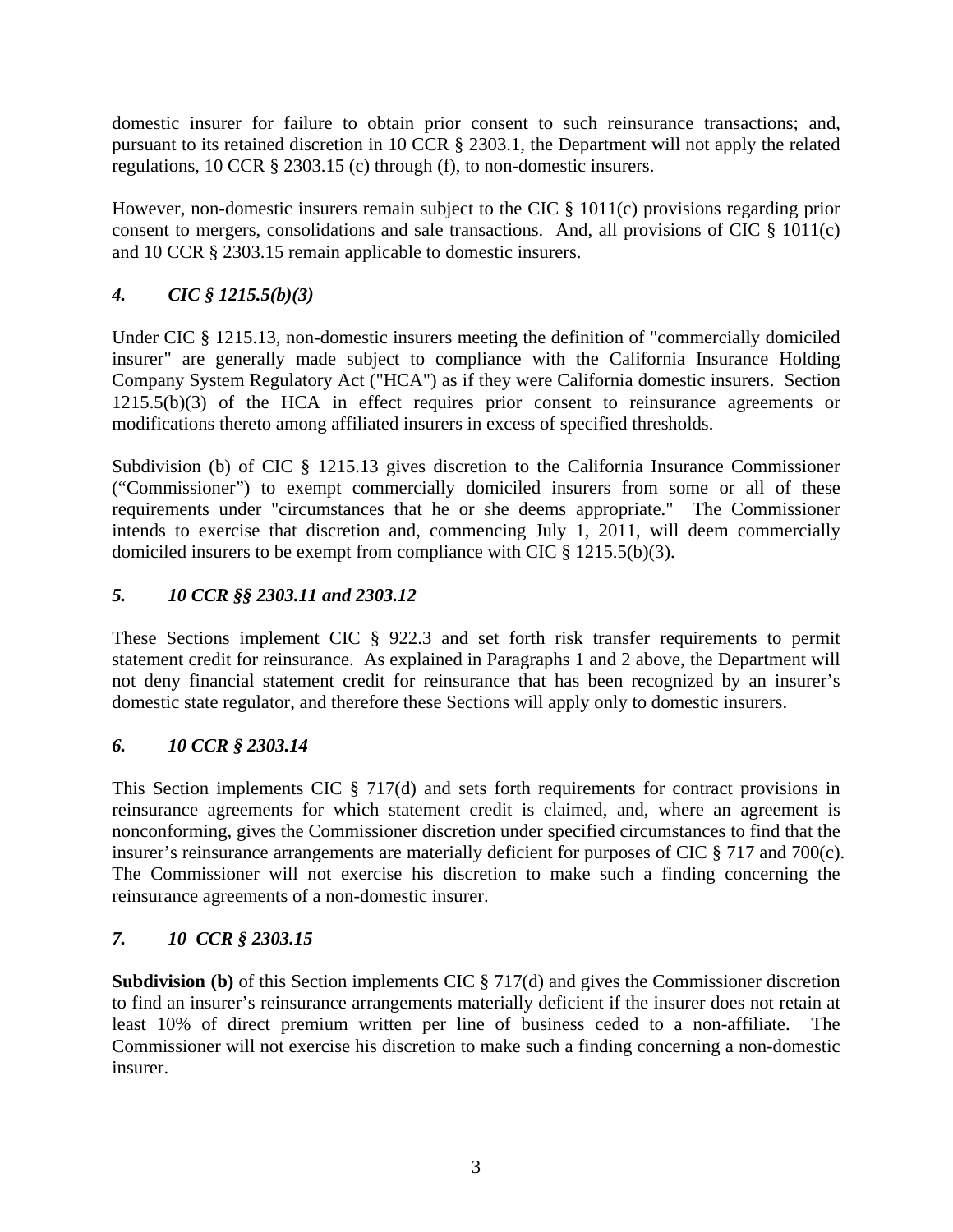domestic insurer for failure to obtain prior consent to such reinsurance transactions; and, pursuant to its retained discretion in 10 CCR § 2303.1, the Department will not apply the related regulations, 10 CCR § 2303.15 (c) through (f), to non-domestic insurers.

However, non-domestic insurers remain subject to the CIC § 1011(c) provisions regarding prior consent to mergers, consolidations and sale transactions. And, all provisions of CIC § 1011(c) and 10 CCR § 2303.15 remain applicable to domestic insurers.

### *4. CIC § 1215.5(b)(3)*

Under CIC § 1215.13, non-domestic insurers meeting the definition of "commercially domiciled insurer" are generally made subject to compliance with the California Insurance Holding Company System Regulatory Act ("HCA") as if they were California domestic insurers. Section 1215.5(b)(3) of the HCA in effect requires prior consent to reinsurance agreements or modifications thereto among affiliated insurers in excess of specified thresholds.

Subdivision (b) of CIC § 1215.13 gives discretion to the California Insurance Commissioner ("Commissioner") to exempt commercially domiciled insurers from some or all of these requirements under "circumstances that he or she deems appropriate." The Commissioner intends to exercise that discretion and, commencing July 1, 2011, will deem commercially domiciled insurers to be exempt from compliance with CIC § 1215.5(b)(3).

### *5. 10 CCR §§ 2303.11 and 2303.12*

These Sections implement CIC § 922.3 and set forth risk transfer requirements to permit statement credit for reinsurance. As explained in Paragraphs 1 and 2 above, the Department will not deny financial statement credit for reinsurance that has been recognized by an insurer's domestic state regulator, and therefore these Sections will apply only to domestic insurers.

### *6. 10 CCR § 2303.14*

This Section implements CIC § 717(d) and sets forth requirements for contract provisions in reinsurance agreements for which statement credit is claimed, and, where an agreement is nonconforming, gives the Commissioner discretion under specified circumstances to find that the insurer's reinsurance arrangements are materially deficient for purposes of CIC § 717 and 700(c). The Commissioner will not exercise his discretion to make such a finding concerning the reinsurance agreements of a non-domestic insurer.

### *7. 10 CCR § 2303.15*

**Subdivision (b)** of this Section implements CIC § 717(d) and gives the Commissioner discretion to find an insurer's reinsurance arrangements materially deficient if the insurer does not retain at least 10% of direct premium written per line of business ceded to a non-affiliate. The Commissioner will not exercise his discretion to make such a finding concerning a non-domestic insurer.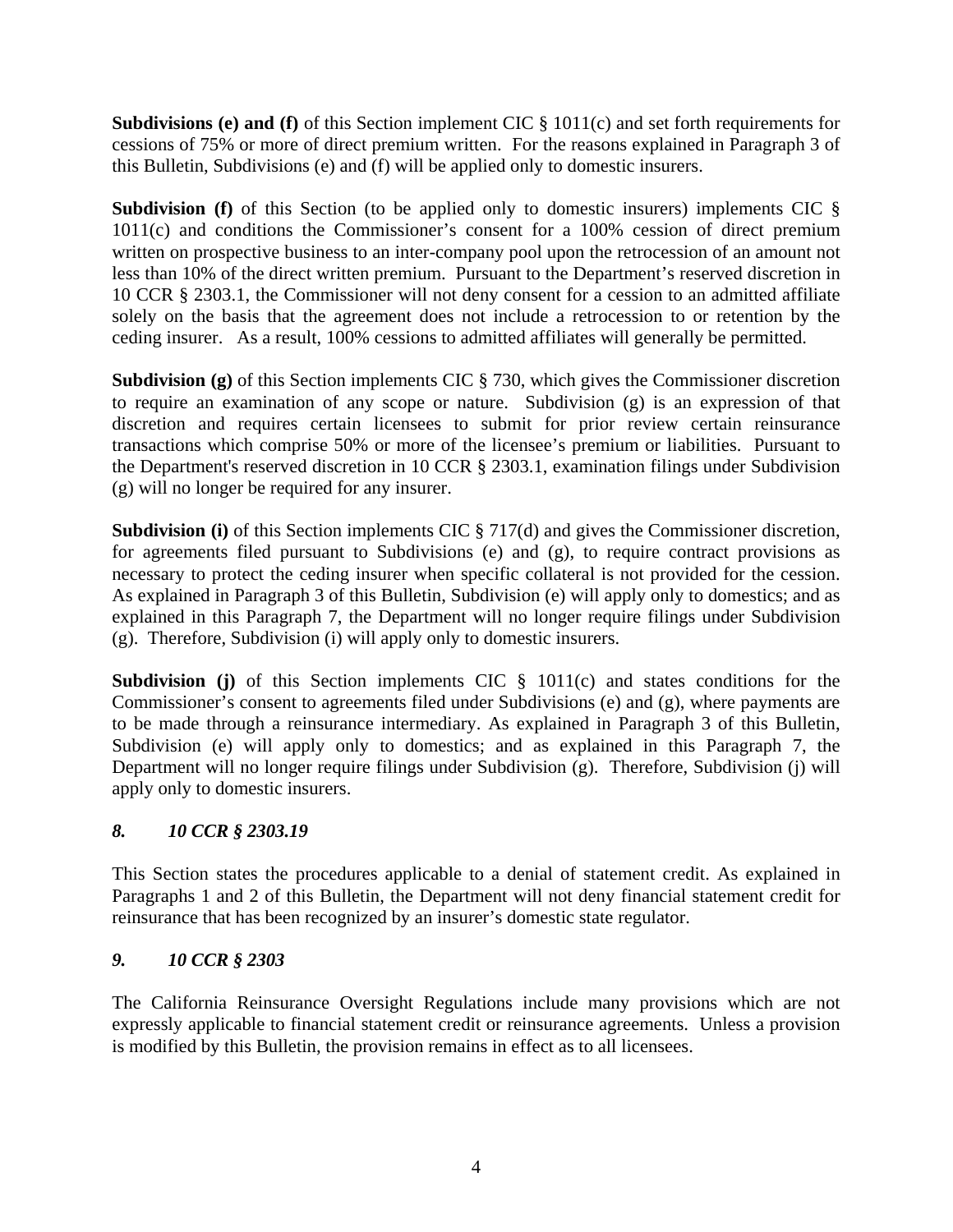**Subdivisions (e) and (f)** of this Section implement CIC § 1011(c) and set forth requirements for cessions of 75% or more of direct premium written. For the reasons explained in Paragraph 3 of this Bulletin, Subdivisions (e) and (f) will be applied only to domestic insurers.

**Subdivision (f)** of this Section (to be applied only to domestic insurers) implements CIC § 1011(c) and conditions the Commissioner's consent for a 100% cession of direct premium written on prospective business to an inter-company pool upon the retrocession of an amount not less than 10% of the direct written premium. Pursuant to the Department's reserved discretion in 10 CCR § 2303.1, the Commissioner will not deny consent for a cession to an admitted affiliate solely on the basis that the agreement does not include a retrocession to or retention by the ceding insurer. As a result, 100% cessions to admitted affiliates will generally be permitted.

**Subdivision (g)** of this Section implements CIC § 730, which gives the Commissioner discretion to require an examination of any scope or nature. Subdivision (g) is an expression of that discretion and requires certain licensees to submit for prior review certain reinsurance transactions which comprise 50% or more of the licensee's premium or liabilities. Pursuant to the Department's reserved discretion in 10 CCR § 2303.1, examination filings under Subdivision (g) will no longer be required for any insurer.

**Subdivision (i)** of this Section implements CIC § 717(d) and gives the Commissioner discretion, for agreements filed pursuant to Subdivisions (e) and (g), to require contract provisions as necessary to protect the ceding insurer when specific collateral is not provided for the cession. As explained in Paragraph 3 of this Bulletin, Subdivision (e) will apply only to domestics; and as explained in this Paragraph 7, the Department will no longer require filings under Subdivision (g). Therefore, Subdivision (i) will apply only to domestic insurers.

**Subdivision (j)** of this Section implements CIC § 1011(c) and states conditions for the Commissioner's consent to agreements filed under Subdivisions (e) and (g), where payments are to be made through a reinsurance intermediary. As explained in Paragraph 3 of this Bulletin, Subdivision (e) will apply only to domestics; and as explained in this Paragraph 7, the Department will no longer require filings under Subdivision (g). Therefore, Subdivision (j) will apply only to domestic insurers.

### *8. 10 CCR § 2303.19*

This Section states the procedures applicable to a denial of statement credit. As explained in Paragraphs 1 and 2 of this Bulletin, the Department will not deny financial statement credit for reinsurance that has been recognized by an insurer's domestic state regulator.

### *9. 10 CCR § 2303*

The California Reinsurance Oversight Regulations include many provisions which are not expressly applicable to financial statement credit or reinsurance agreements. Unless a provision is modified by this Bulletin, the provision remains in effect as to all licensees.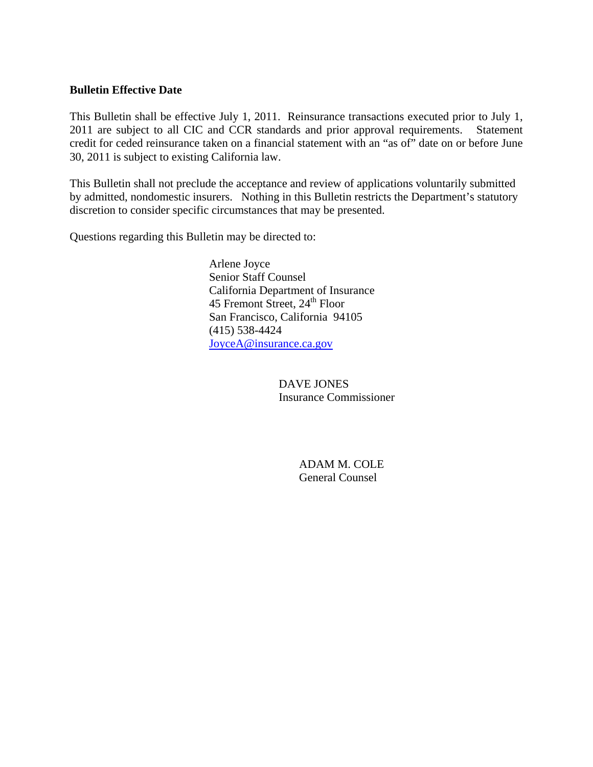**Bulletin Effective Date**

This Bulletin shall be effective July 1, 2011. Reinsurance transactions executed prior to July 1, 2011 are subject to all CIC and CCR standards and prior approval requirements. Statement credit for ceded reinsurance taken on a financial statement with an "as of" date on or before June 30, 2011 is subject to existing California law.

This Bulletin shall not preclude the acceptance and review of applications voluntarily submitted by admitted, nondomestic insurers. Nothing in this Bulletin restricts the Department's statutory discretion to consider specific circumstances that may be presented.

Questions regarding this Bulletin may be directed to:

Arlene Joyce
Senior Staff Counsel
California Department of Insurance
45 Fremont Street, 24th Floor
San Francisco, California 94105
(415) 538-4424
JoyceA@insurance.ca.gov

DAVE JONES
Insurance Commissioner

ADAM M. COLE
General Counsel